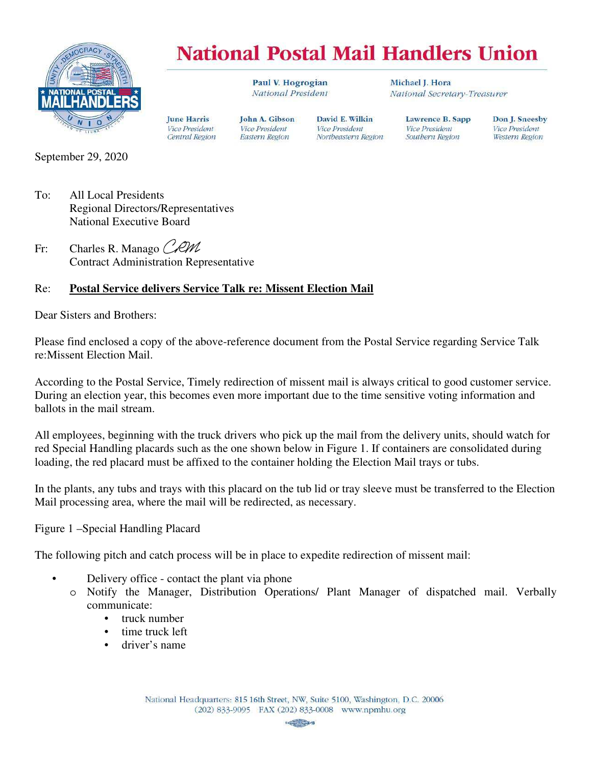# National Postal Mail Handlers Union

**Paul V. Hogrogian**
*National President*

**Michael J. Hora**
*National Secretary-Treasurer*

**June Harris**
*Vice President*
*Central Region*

**John A. Gibson**
*Vice President*
*Eastern Region*

**David E. Wilkin**
*Vice President*
*Northeastern Region*

**Lawrence B. Sapp**
*Vice President*
*Southern Region*

**Don J. Sneesby**
*Vice President*
*Western Region*

September 29, 2020

To: All Local Presidents
Regional Directors/Representatives
National Executive Board

Fr: Charles R. Manago CRM
Contract Administration Representative

Re: **Postal Service delivers Service Talk re: Missent Election Mail**

Dear Sisters and Brothers:

Please find enclosed a copy of the above-reference document from the Postal Service regarding Service Talk re:Missent Election Mail.

According to the Postal Service, Timely redirection of missent mail is always critical to good customer service. During an election year, this becomes even more important due to the time sensitive voting information and ballots in the mail stream.

All employees, beginning with the truck drivers who pick up the mail from the delivery units, should watch for red Special Handling placards such as the one shown below in Figure 1. If containers are consolidated during loading, the red placard must be affixed to the container holding the Election Mail trays or tubs.

In the plants, any tubs and trays with this placard on the tub lid or tray sleeve must be transferred to the Election Mail processing area, where the mail will be redirected, as necessary.

Figure 1 –Special Handling Placard

The following pitch and catch process will be in place to expedite redirection of missent mail:

- Delivery office - contact the plant via phone
  - Notify the Manager, Distribution Operations/ Plant Manager of dispatched mail. Verbally communicate:
    - truck number
    - time truck left
    - driver's name

National Headquarters: 815 16th Street, NW, Suite 5100, Washington, D.C. 20006
(202) 833-9095 FAX (202) 833-0008 www.npmhu.org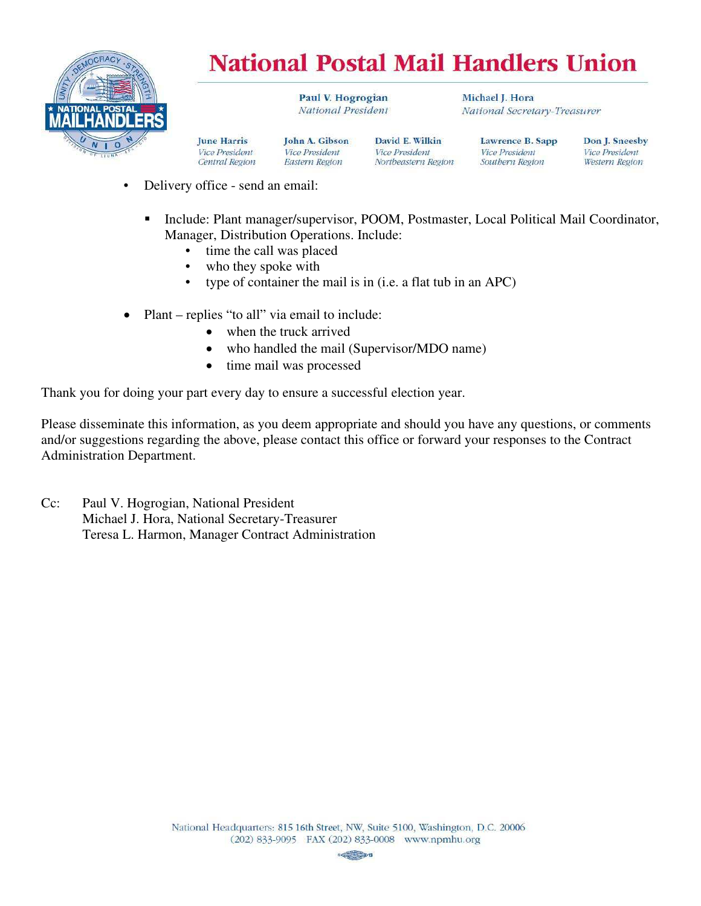- Delivery office - send an email:

  - Include: Plant manager/supervisor, POOM, Postmaster, Local Political Mail Coordinator, Manager, Distribution Operations. Include:
    - time the call was placed
    - who they spoke with
    - type of container the mail is in (i.e. a flat tub in an APC)

- Plant – replies "to all" via email to include:
  - when the truck arrived
  - who handled the mail (Supervisor/MDO name)
  - time mail was processed

Thank you for doing your part every day to ensure a successful election year.

Please disseminate this information, as you deem appropriate and should you have any questions, or comments and/or suggestions regarding the above, please contact this office or forward your responses to the Contract Administration Department.

Cc: Paul V. Hogrogian, National President
Michael J. Hora, National Secretary-Treasurer
Teresa L. Harmon, Manager Contract Administration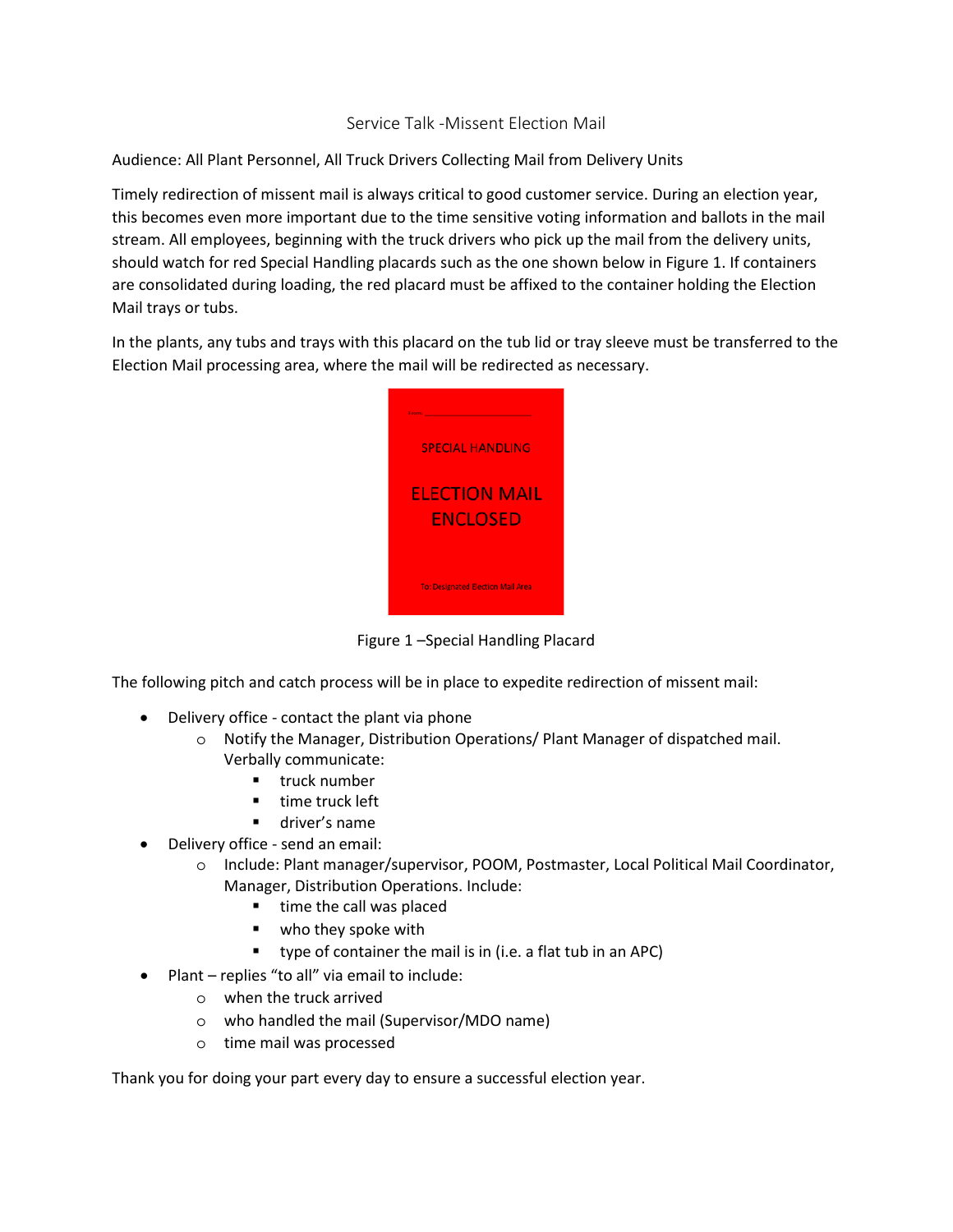# Service Talk -Missent Election Mail

Audience: All Plant Personnel, All Truck Drivers Collecting Mail from Delivery Units

Timely redirection of missent mail is always critical to good customer service. During an election year, this becomes even more important due to the time sensitive voting information and ballots in the mail stream. All employees, beginning with the truck drivers who pick up the mail from the delivery units, should watch for red Special Handling placards such as the one shown below in Figure 1. If containers are consolidated during loading, the red placard must be affixed to the container holding the Election Mail trays or tubs.

In the plants, any tubs and trays with this placard on the tub lid or tray sleeve must be transferred to the Election Mail processing area, where the mail will be redirected as necessary.

From: ______________________

SPECIAL HANDLING

ELECTION MAIL ENCLOSED

To: Designated Election Mail Area

Figure 1 –Special Handling Placard

The following pitch and catch process will be in place to expedite redirection of missent mail:

- Delivery office - contact the plant via phone
  - Notify the Manager, Distribution Operations/ Plant Manager of dispatched mail. Verbally communicate:
    - truck number
    - time truck left
    - driver's name
- Delivery office - send an email:
  - Include: Plant manager/supervisor, POOM, Postmaster, Local Political Mail Coordinator, Manager, Distribution Operations. Include:
    - time the call was placed
    - who they spoke with
    - type of container the mail is in (i.e. a flat tub in an APC)
- Plant – replies "to all" via email to include:
  - when the truck arrived
  - who handled the mail (Supervisor/MDO name)
  - time mail was processed

Thank you for doing your part every day to ensure a successful election year.